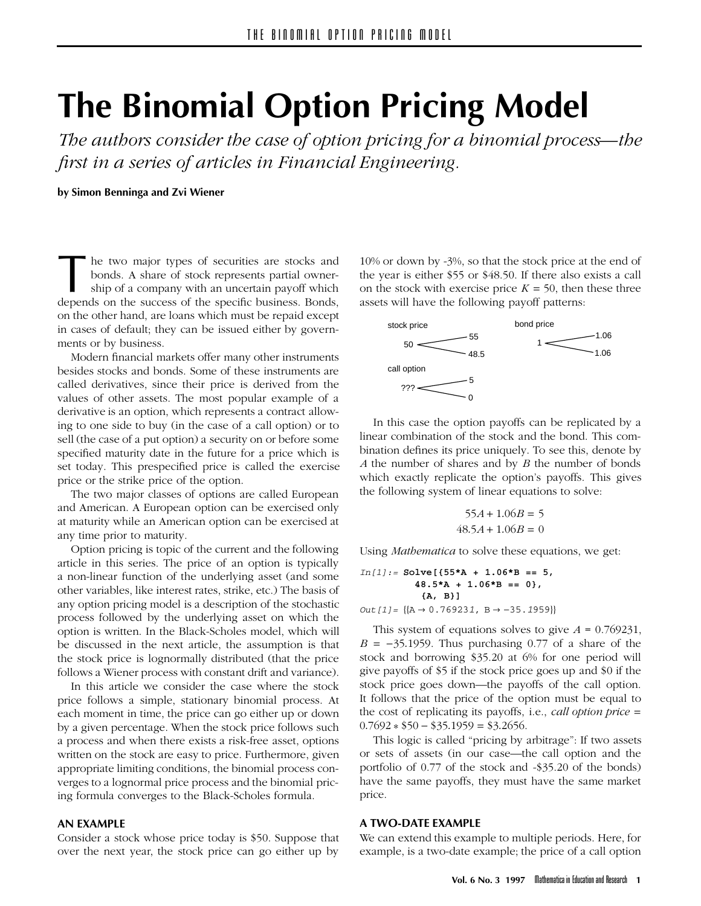# The Binomial Option Pricing Model

*The authors consider the case of option pricing for a binomial process—the first in a series of articles in Financial Engineering.*

**by Simon Benninga and Zvi Wiener**

The two major types of securities are stocks and bonds. A share of stock represents partial ownership of a company with an uncertain payoff which depends on the success of the specific business. Bonds, on the other hand, are loans which must be repaid except in cases of default; they can be issued either by governments or by business.

Modern financial markets offer many other instruments besides stocks and bonds. Some of these instruments are called derivatives, since their price is derived from the values of other assets. The most popular example of a derivative is an option, which represents a contract allowing to one side to buy (in the case of a call option) or to sell (the case of a put option) a security on or before some specified maturity date in the future for a price which is set today. This prespecified price is called the exercise price or the strike price of the option.

The two major classes of options are called European and American. A European option can be exercised only at maturity while an American option can be exercised at any time prior to maturity.

Option pricing is topic of the current and the following article in this series. The price of an option is typically a non-linear function of the underlying asset (and some other variables, like interest rates, strike, etc.) The basis of any option pricing model is a description of the stochastic process followed by the underlying asset on which the option is written. In the Black-Scholes model, which will be discussed in the next article, the assumption is that the stock price is lognormally distributed (that the price follows a Wiener process with constant drift and variance).

In this article we consider the case where the stock price follows a simple, stationary binomial process. At each moment in time, the price can go either up or down by a given percentage. When the stock price follows such a process and when there exists a risk-free asset, options written on the stock are easy to price. Furthermore, given appropriate limiting conditions, the binomial process converges to a lognormal price process and the binomial pricing formula converges to the Black-Scholes formula.

## AN EXAMPLE

Consider a stock whose price today is \$50. Suppose that over the next year, the stock price can go either up by 10% or down by -3%, so that the stock price at the end of the year is either \$55 or \$48.50. If there also exists a call on the stock with exercise price $K = 50$, then these three assets will have the following payoff patterns:

stock price: 50 → 55 / 48.5

bond price: 1 → 1.06 / 1.06

call option: ??? → 5 / 0

In this case the option payoffs can be replicated by a linear combination of the stock and the bond. This combination defines its price uniquely. To see this, denote by $A$ the number of shares and by $B$ the number of bonds which exactly replicate the option's payoffs. This gives the following system of linear equations to solve:

$$55A + 1.06B = 5$$
$$48.5A + 1.06B = 0$$

Using *Mathematica* to solve these equations, we get:

```
In[1]:= Solve[{55*A + 1.06*B == 5,
          48.5*A + 1.06*B == 0},
          {A, B}]
Out[1]= {{A → 0.769231, B → −35.1959}}
```

This system of equations solves to give $A = 0.769231$, $B = -35.1959$. Thus purchasing 0.77 of a share of the stock and borrowing \$35.20 at 6% for one period will give payoffs of \$5 if the stock price goes up and \$0 if the stock price goes down—the payoffs of the call option. It follows that the price of the option must be equal to the cost of replicating its payoffs, i.e., *call option price* = $0.7692 * \$50 - \$35.1959 = \$3.2656$.

This logic is called "pricing by arbitrage": If two assets or sets of assets (in our case—the call option and the portfolio of 0.77 of the stock and -\$35.20 of the bonds) have the same payoffs, they must have the same market price.

## A TWO-DATE EXAMPLE

We can extend this example to multiple periods. Here, for example, is a two-date example; the price of a call option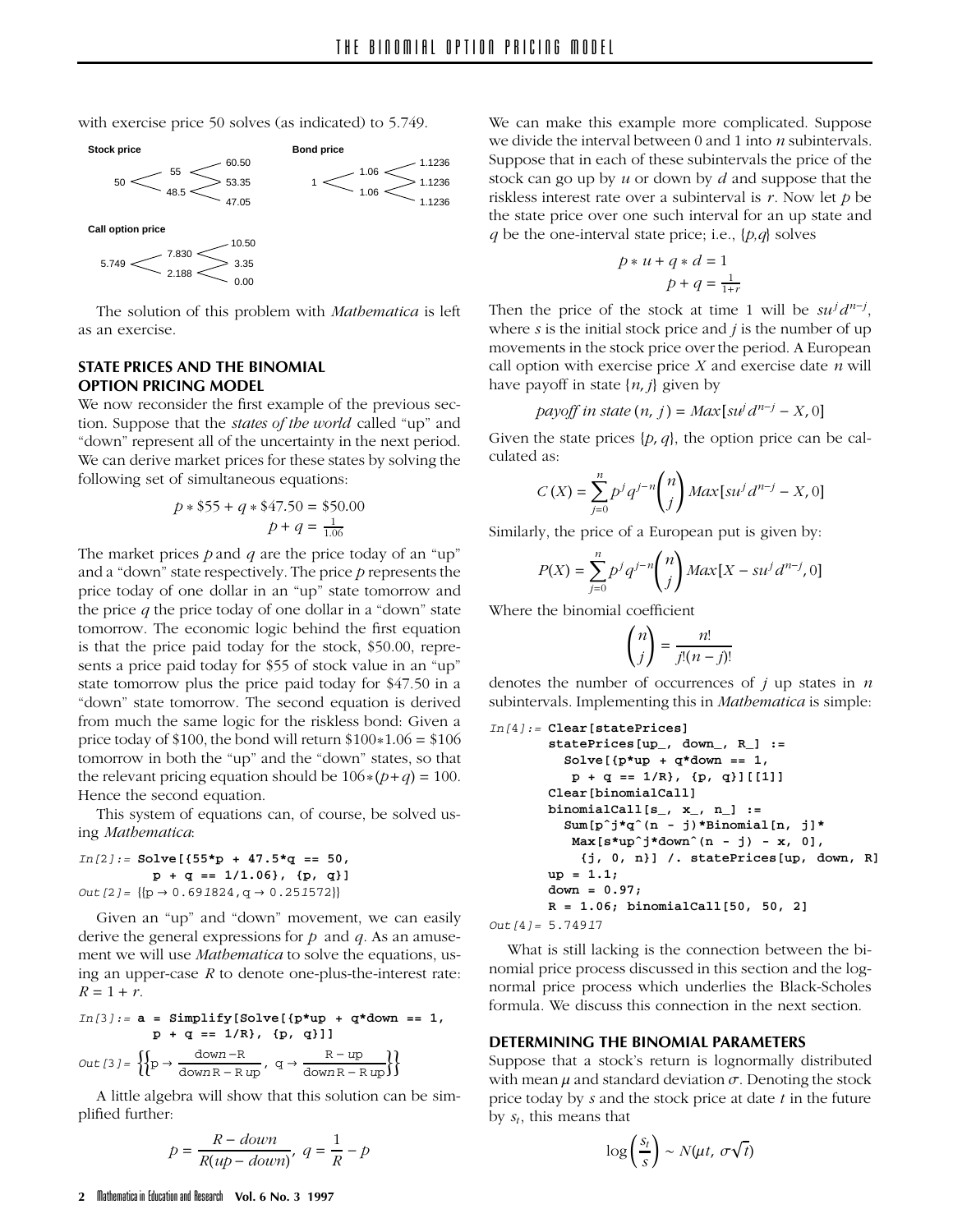with exercise price 50 solves (as indicated) to 5.749.

**Stock price**

| 0 | 1 | 2 |
|---|---|---|
| | | 60.50 |
| | 55 | |
| 50 | | 53.35 |
| | 48.5 | |
| | | 47.05 |

**Bond price**

| 0 | 1 | 2 |
|---|---|---|
| | | 1.1236 |
| | 1.06 | |
| 1 | | 1.1236 |
| | 1.06 | |
| | | 1.1236 |

**Call option price**

| 0 | 1 | 2 |
|---|---|---|
| | | 10.50 |
| | 7.830 | |
| 5.749 | | 3.35 |
| | 2.188 | |
| | | 0.00 |

The solution of this problem with *Mathematica* is left as an exercise.

## STATE PRICES AND THE BINOMIAL OPTION PRICING MODEL

We now reconsider the first example of the previous section. Suppose that the *states of the world* called "up" and "down" represent all of the uncertainty in the next period. We can derive market prices for these states by solving the following set of simultaneous equations:

$$p * \$55 + q * \$47.50 = \$50.00$$
$$p + q = \frac{1}{1.06}$$

The market prices $p$ and $q$ are the price today of an "up" and a "down" state respectively. The price $p$ represents the price today of one dollar in an "up" state tomorrow and the price $q$ the price today of one dollar in a "down" state tomorrow. The economic logic behind the first equation is that the price paid today for the stock, \$50.00, represents a price paid today for \$55 of stock value in an "up" state tomorrow plus the price paid today for \$47.50 in a "down" state tomorrow. The second equation is derived from much the same logic for the riskless bond: Given a price today of \$100, the bond will return \$100∗1.06 = \$106 tomorrow in both the "up" and the "down" states, so that the relevant pricing equation should be $106*(p+q) = 100$. Hence the second equation.

This system of equations can, of course, be solved using *Mathematica*:

```
In[2]:= Solve[{55*p + 47.5*q == 50,
          p + q == 1/1.06}, {p, q}]
Out[2]= {{p → 0.691824, q → 0.251572}}
```

Given an "up" and "down" movement, we can easily derive the general expressions for $p$ and $q$. As an amusement we will use *Mathematica* to solve the equations, using an upper-case $R$ to denote one-plus-the-interest rate: $R = 1 + r$.

```
In[3]:= a = Simplify[Solve[{p*up + q*down == 1,
          p + q == 1/R}, {p, q}]]
```

$$\text{Out[3]}= \left\{\left\{p \to \frac{\text{down} - R}{\text{down}\,R - R\,\text{up}},\ q \to \frac{R - \text{up}}{\text{down}\,R - R\,\text{up}}\right\}\right\}$$

A little algebra will show that this solution can be simplified further:

$$p = \frac{R - down}{R(up - down)},\ q = \frac{1}{R} - p$$

We can make this example more complicated. Suppose we divide the interval between 0 and 1 into $n$ subintervals. Suppose that in each of these subintervals the price of the stock can go up by $u$ or down by $d$ and suppose that the riskless interest rate over a subinterval is $r$. Now let $p$ be the state price over one such interval for an up state and $q$ be the one-interval state price; i.e., $\{p,q\}$ solves

$$p * u + q * d = 1$$
$$p + q = \frac{1}{1+r}$$

Then the price of the stock at time 1 will be $su^j d^{n-j}$, where $s$ is the initial stock price and $j$ is the number of up movements in the stock price over the period. A European call option with exercise price $X$ and exercise date $n$ will have payoff in state $\{n, j\}$ given by

$$payoff\ in\ state\ (n, j) = Max[su^j d^{n-j} - X, 0]$$

Given the state prices $\{p, q\}$, the option price can be calculated as:

$$C(X) = \sum_{j=0}^{n} p^j q^{j-n} \binom{n}{j} Max[su^j d^{n-j} - X, 0]$$

Similarly, the price of a European put is given by:

$$P(X) = \sum_{j=0}^{n} p^j q^{j-n} \binom{n}{j} Max[X - su^j d^{n-j}, 0]$$

Where the binomial coefficient

$$\binom{n}{j} = \frac{n!}{j!(n-j)!}$$

denotes the number of occurrences of $j$ up states in $n$ subintervals. Implementing this in *Mathematica* is simple:

```
In[4]:= Clear[statePrices]
        statePrices[up_, down_, R_] :=
          Solve[{p*up + q*down == 1,
           p + q == 1/R}, {p, q}][[1]]
        Clear[binomialCall]
        binomialCall[s_, x_, n_] :=
          Sum[p^j*q^(n - j)*Binomial[n, j]*
           Max[s*up^j*down^(n - j) - x, 0],
            {j, 0, n}] /. statePrices[up, down, R]
        up = 1.1;
        down = 0.97;
        R = 1.06; binomialCall[50, 50, 2]
Out[4]= 5.74917
```

What is still lacking is the connection between the binomial price process discussed in this section and the lognormal price process which underlies the Black-Scholes formula. We discuss this connection in the next section.

## DETERMINING THE BINOMIAL PARAMETERS

Suppose that a stock's return is lognormally distributed with mean $\mu$ and standard deviation $\sigma$. Denoting the stock price today by $s$ and the stock price at date $t$ in the future by $s_t$, this means that

$$\log\left(\frac{s_t}{s}\right) \sim N(\mu t,\ \sigma\sqrt{t})$$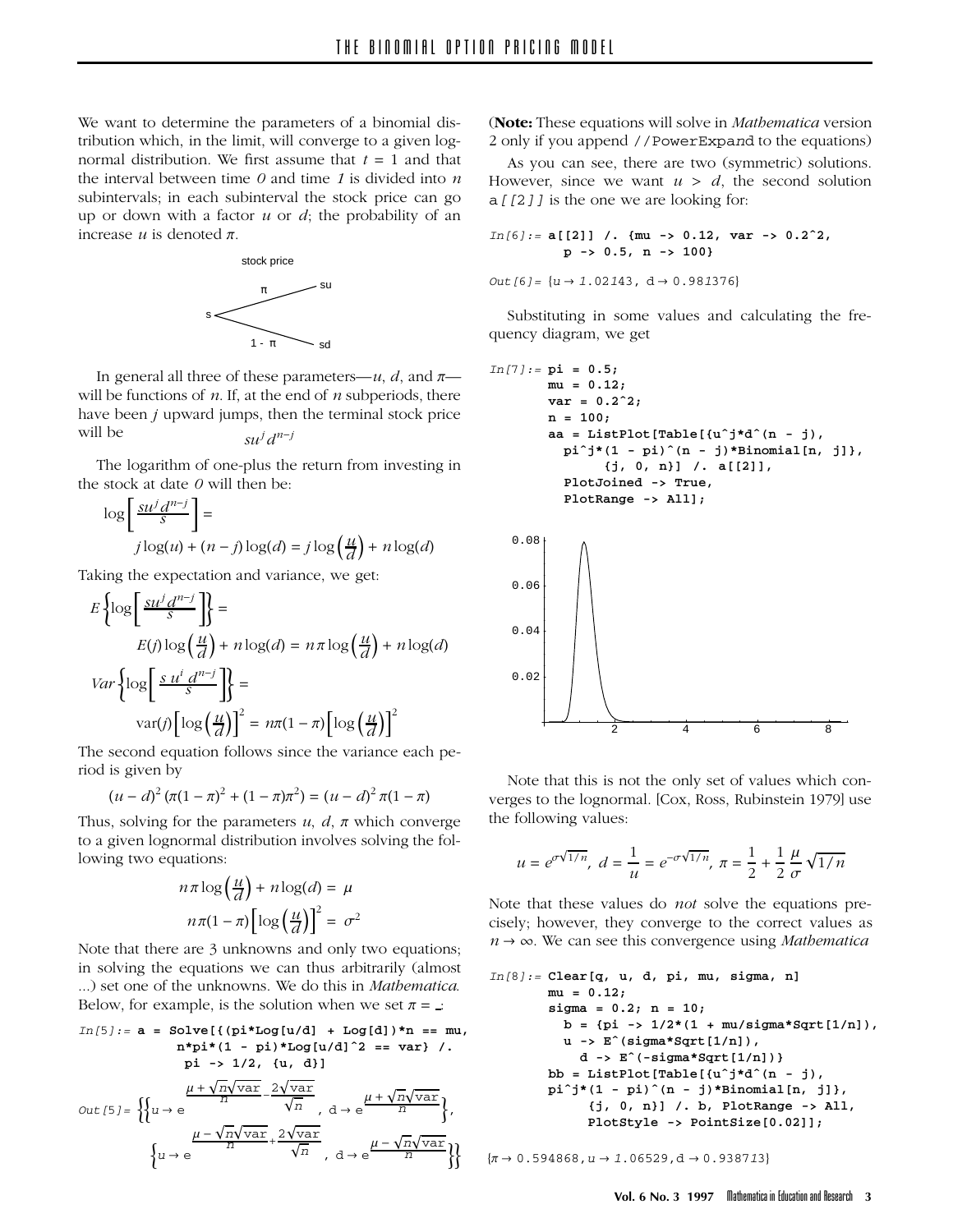We want to determine the parameters of a binomial distribution which, in the limit, will converge to a given lognormal distribution. We first assume that $t = 1$ and that the interval between time *0* and time *1* is divided into $n$ subintervals; in each subinterval the stock price can go up or down with a factor $u$ or $d$; the probability of an increase $u$ is denoted $\pi$.

stock price

s → su (probability π), s → sd (probability 1 - π)

In general all three of these parameters—$u$, $d$, and $\pi$—will be functions of $n$. If, at the end of $n$ subperiods, there have been $j$ upward jumps, then the terminal stock price will be

$$su^j d^{n-j}$$

The logarithm of one-plus the return from investing in the stock at date *0* will then be:

$$\log\left[\frac{su^j d^{n-j}}{s}\right] = j\log(u) + (n-j)\log(d) = j\log\left(\frac{u}{d}\right) + n\log(d)$$

Taking the expectation and variance, we get:

$$E\left\{\log\left[\frac{su^j d^{n-j}}{s}\right]\right\} = E(j)\log\left(\frac{u}{d}\right) + n\log(d) = n\pi\log\left(\frac{u}{d}\right) + n\log(d)$$

$$Var\left\{\log\left[\frac{s\,u^i\,d^{n-j}}{s}\right]\right\} = \text{var}(j)\left[\log\left(\frac{u}{d}\right)\right]^2 = n\pi(1-\pi)\left[\log\left(\frac{u}{d}\right)\right]^2$$

The second equation follows since the variance each period is given by

$$(u-d)^2\,(\pi(1-\pi)^2 + (1-\pi)\pi^2) = (u-d)^2\,\pi(1-\pi)$$

Thus, solving for the parameters $u$, $d$, $\pi$ which converge to a given lognormal distribution involves solving the following two equations:

$$n\pi\log\left(\frac{u}{d}\right) + n\log(d) = \mu$$

$$n\pi(1-\pi)\left[\log\left(\frac{u}{d}\right)\right]^2 = \sigma^2$$

Note that there are 3 unknowns and only two equations; in solving the equations we can thus arbitrarily (almost ...) set one of the unknowns. We do this in *Mathematica*. Below, for example, is the solution when we set $\pi = \frac{1}{2}$:

```
In[5]:= a = Solve[{(pi*Log[u/d] + Log[d])*n == mu,
           n*pi*(1 - pi)*Log[u/d]^2 == var} /.
            pi -> 1/2, {u, d}]
```

$$\text{Out[5]=}\left\{\left\{u \to e^{\frac{\mu+\sqrt{n}\sqrt{\text{var}}}{n}-\frac{2\sqrt{\text{var}}}{\sqrt{n}}},\ d \to e^{\frac{\mu+\sqrt{n}\sqrt{\text{var}}}{n}}\right\},\ \left\{u \to e^{\frac{\mu-\sqrt{n}\sqrt{\text{var}}}{n}+\frac{2\sqrt{\text{var}}}{\sqrt{n}}},\ d \to e^{\frac{\mu-\sqrt{n}\sqrt{\text{var}}}{n}}\right\}\right\}$$

(**Note:** These equations will solve in *Mathematica* version 2 only if you append `//PowerExpand` to the equations)

As you can see, there are two (symmetric) solutions. However, since we want $u > d$, the second solution `a[[2]]` is the one we are looking for:

```
In[6]:= a[[2]] /. {mu -> 0.12, var -> 0.2^2,
         p -> 0.5, n -> 100}

Out[6]= {u → 1.02143, d → 0.981376}
```

Substituting in some values and calculating the frequency diagram, we get

```
In[7]:= pi = 0.5;
        mu = 0.12;
        var = 0.2^2;
        n = 100;
        aa = ListPlot[Table[{u^j*d^(n - j),
          pi^j*(1 - pi)^(n - j)*Binomial[n, j]},
              {j, 0, n}] /. a[[2]],
          PlotJoined -> True,
          PlotRange -> All];
```

Note that this is not the only set of values which converges to the lognormal. [Cox, Ross, Rubinstein 1979] use the following values:

$$u = e^{\sigma\sqrt{1/n}},\ d = \frac{1}{u} = e^{-\sigma\sqrt{1/n}},\ \pi = \frac{1}{2} + \frac{1}{2}\frac{\mu}{\sigma}\sqrt{1/n}$$

Note that these values do *not* solve the equations precisely; however, they converge to the correct values as $n \to \infty$. We can see this convergence using *Mathematica*

```
In[8]:= Clear[q, u, d, pi, mu, sigma, n]
        mu = 0.12;
        sigma = 0.2; n = 10;
          b = {pi -> 1/2*(1 + mu/sigma*Sqrt[1/n]),
          u -> E^(sigma*Sqrt[1/n]),
            d -> E^(-sigma*Sqrt[1/n])}
        bb = ListPlot[Table[{u^j*d^(n - j),
        pi^j*(1 - pi)^(n - j)*Binomial[n, j]},
             {j, 0, n}] /. b, PlotRange -> All,
             PlotStyle -> PointSize[0.02]];

{π → 0.594868, u → 1.06529, d → 0.938713}
```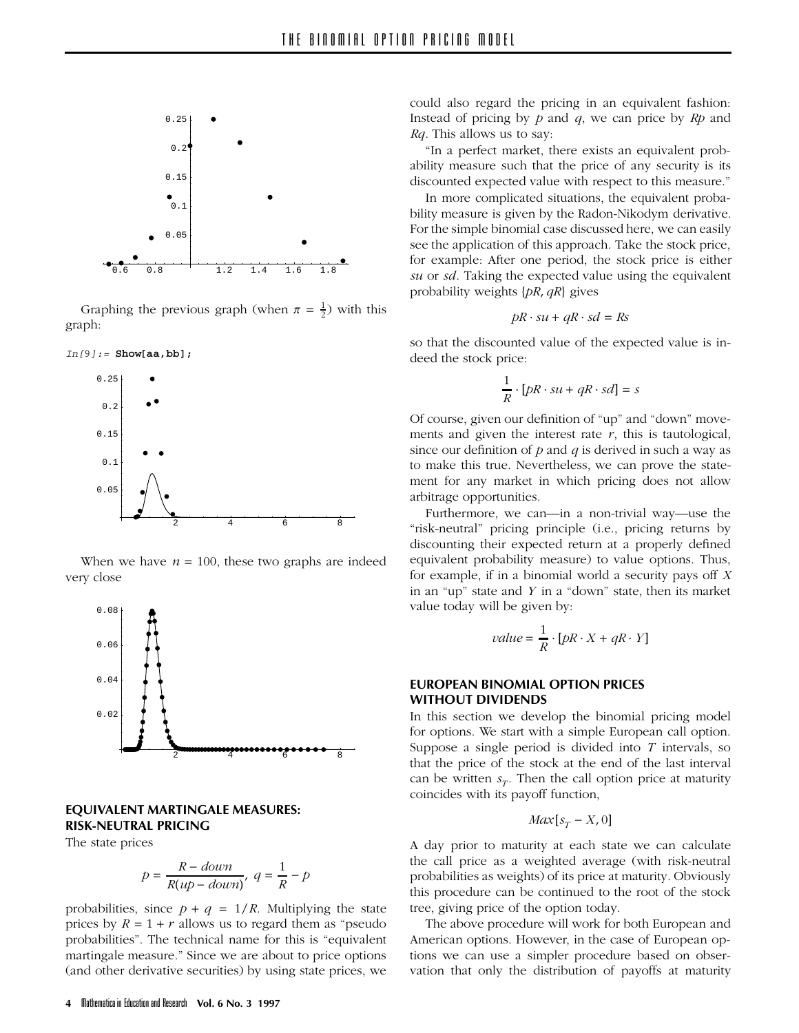Graphing the previous graph (when $\pi = \frac{1}{2}$) with this graph:

```
In[9]:= Show[aa,bb];
```

When we have $n = 100$, these two graphs are indeed very close

## EQUIVALENT MARTINGALE MEASURES: RISK-NEUTRAL PRICING

The state prices

$$p = \frac{R - down}{R(up - down)},\ q = \frac{1}{R} - p$$

probabilities, since $p + q = 1/R$. Multiplying the state prices by $R = 1 + r$ allows us to regard them as "pseudo probabilities". The technical name for this is "equivalent martingale measure." Since we are about to price options (and other derivative securities) by using state prices, we could also regard the pricing in an equivalent fashion: Instead of pricing by $p$ and $q$, we can price by $Rp$ and $Rq$. This allows us to say:

"In a perfect market, there exists an equivalent probability measure such that the price of any security is its discounted expected value with respect to this measure."

In more complicated situations, the equivalent probability measure is given by the Radon-Nikodym derivative. For the simple binomial case discussed here, we can easily see the application of this approach. Take the stock price, for example: After one period, the stock price is either *su* or *sd*. Taking the expected value using the equivalent probability weights $\{pR, qR\}$ gives

$$pR \cdot su + qR \cdot sd = Rs$$

so that the discounted value of the expected value is indeed the stock price:

$$\frac{1}{R} \cdot [pR \cdot su + qR \cdot sd] = s$$

Of course, given our definition of "up" and "down" movements and given the interest rate $r$, this is tautological, since our definition of $p$ and $q$ is derived in such a way as to make this true. Nevertheless, we can prove the statement for any market in which pricing does not allow arbitrage opportunities.

Furthermore, we can—in a non-trivial way—use the "risk-neutral" pricing principle (i.e., pricing returns by discounting their expected return at a properly defined equivalent probability measure) to value options. Thus, for example, if in a binomial world a security pays off $X$ in an "up" state and $Y$ in a "down" state, then its market value today will be given by:

$$value = \frac{1}{R} \cdot [pR \cdot X + qR \cdot Y]$$

## EUROPEAN BINOMIAL OPTION PRICES WITHOUT DIVIDENDS

In this section we develop the binomial pricing model for options. We start with a simple European call option. Suppose a single period is divided into $T$ intervals, so that the price of the stock at the end of the last interval can be written $s_T$. Then the call option price at maturity coincides with its payoff function,

$$Max[s_T - X, 0]$$

A day prior to maturity at each state we can calculate the call price as a weighted average (with risk-neutral probabilities as weights) of its price at maturity. Obviously this procedure can be continued to the root of the stock tree, giving price of the option today.

The above procedure will work for both European and American options. However, in the case of European options we can use a simpler procedure based on observation that only the distribution of payoffs at maturity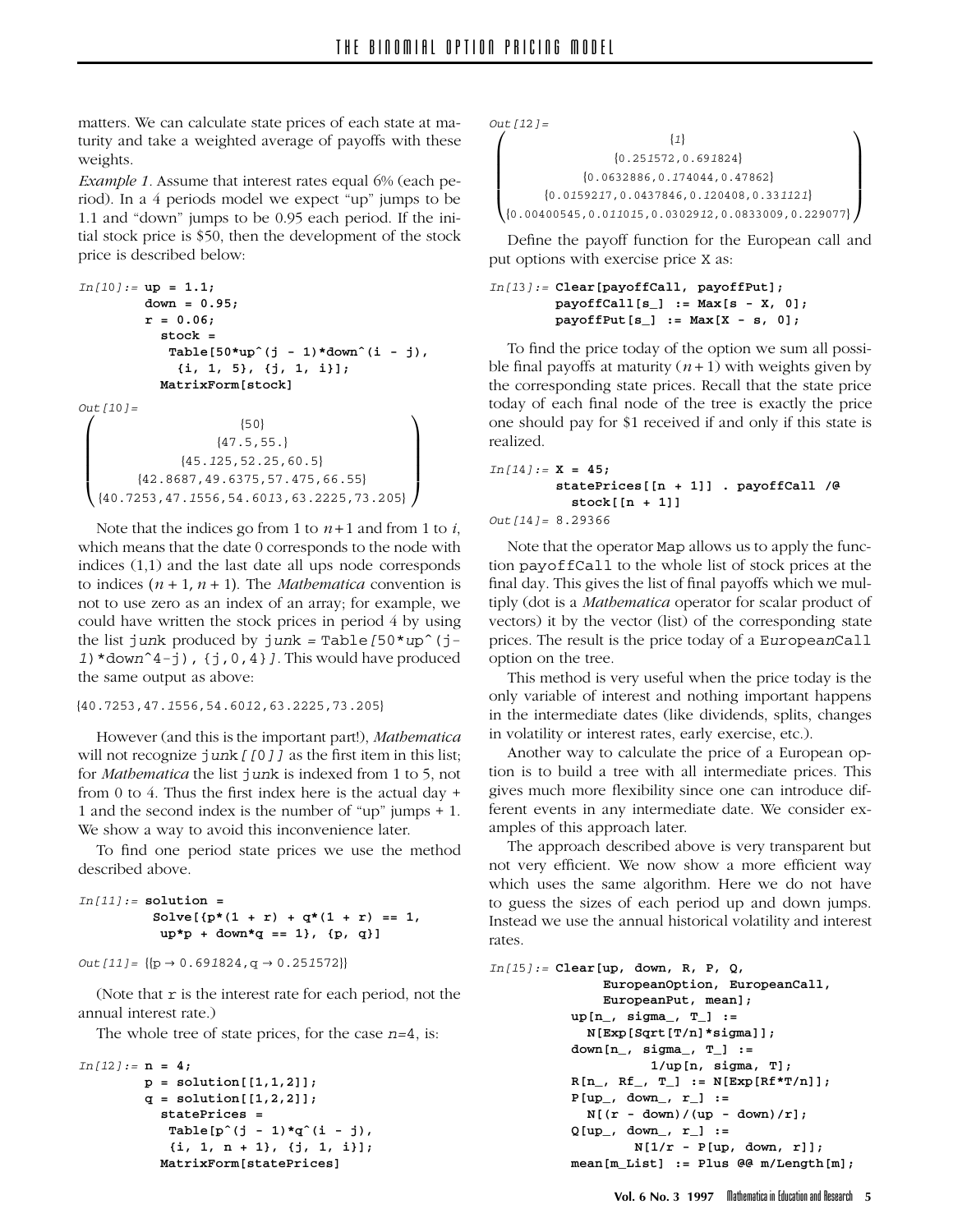matters. We can calculate state prices of each state at maturity and take a weighted average of payoffs with these weights.

*Example 1*. Assume that interest rates equal 6% (each period). In a 4 periods model we expect "up" jumps to be 1.1 and "down" jumps to be 0.95 each period. If the initial stock price is \$50, then the development of the stock price is described below:

```
In[10]:= up = 1.1;
         down = 0.95;
         r = 0.06;
           stock =
            Table[50*up^(j - 1)*down^(i - j),
             {i, 1, 5}, {j, 1, i}];
           MatrixForm[stock]
```

```
Out[10]=
{50}
{47.5,55.}
{45.125,52.25,60.5}
{42.8687,49.6375,57.475,66.55}
{40.7253,47.1556,54.6013,63.2225,73.205}
```

Note that the indices go from 1 to $n+1$ and from 1 to $i$, which means that the date 0 corresponds to the node with indices (1,1) and the last date all ups node corresponds to indices $(n+1, n+1)$. The *Mathematica* convention is not to use zero as an index of an array; for example, we could have written the stock prices in period 4 by using the list junk produced by junk = Table[50*up^(j-1)*down^4-j), {j,0,4}]. This would have produced the same output as above:

```
{40.7253,47.1556,54.6012,63.2225,73.205}
```

However (and this is the important part!), *Mathematica* will not recognize junk[[0]] as the first item in this list; for *Mathematica* the list junk is indexed from 1 to 5, not from 0 to 4. Thus the first index here is the actual day + 1 and the second index is the number of "up" jumps + 1. We show a way to avoid this inconvenience later.

To find one period state prices we use the method described above.

```
In[11]:= solution =
          Solve[{p*(1 + r) + q*(1 + r) == 1,
           up*p + down*q == 1}, {p, q}]

Out[11]= {{p → 0.691824, q → 0.251572}}
```

(Note that r is the interest rate for each period, not the annual interest rate.)

The whole tree of state prices, for the case $n$=4, is:

```
In[12]:= n = 4;
         p = solution[[1,1,2]];
         q = solution[[1,2,2]];
           statePrices =
            Table[p^(j - 1)*q^(i - j),
             {i, 1, n + 1}, {j, 1, i}];
           MatrixForm[statePrices]
```

```
Out[12]=
{1}
{0.251572,0.691824}
{0.0632886,0.174044,0.47862}
{0.0159217,0.0437846,0.120408,0.331121}
{0.00400545,0.011015,0.0302912,0.0833009,0.229077}
```

Define the payoff function for the European call and put options with exercise price X as:

```
In[13]:= Clear[payoffCall, payoffPut];
         payoffCall[s_] := Max[s - X, 0];
         payoffPut[s_] := Max[X - s, 0];
```

To find the price today of the option we sum all possible final payoffs at maturity $(n+1)$ with weights given by the corresponding state prices. Recall that the state price today of each final node of the tree is exactly the price one should pay for \$1 received if and only if this state is realized.

```
In[14]:= X = 45;
         statePrices[[n + 1]] . payoffCall /@
           stock[[n + 1]]
Out[14]= 8.29366
```

Note that the operator Map allows us to apply the function payoffCall to the whole list of stock prices at the final day. This gives the list of final payoffs which we multiply (dot is a *Mathematica* operator for scalar product of vectors) it by the vector (list) of the corresponding state prices. The result is the price today of a EuropeanCall option on the tree.

This method is very useful when the price today is the only variable of interest and nothing important happens in the intermediate dates (like dividends, splits, changes in volatility or interest rates, early exercise, etc.).

Another way to calculate the price of a European option is to build a tree with all intermediate prices. This gives much more flexibility since one can introduce different events in any intermediate date. We consider examples of this approach later.

The approach described above is very transparent but not very efficient. We now show a more efficient way which uses the same algorithm. Here we do not have to guess the sizes of each period up and down jumps. Instead we use the annual historical volatility and interest rates.

```
In[15]:= Clear[up, down, R, P, Q,
           EuropeanOption, EuropeanCall,
           EuropeanPut, mean];
         up[n_, sigma_, T_] :=
           N[Exp[Sqrt[T/n]*sigma]];
         down[n_, sigma_, T_] :=
                 1/up[n, sigma, T];
         R[n_, Rf_, T_] := N[Exp[Rf*T/n]];
         P[up_, down_, r_] :=
           N[(r - down)/(up - down)/r];
         Q[up_, down_, r_] :=
                N[1/r - P[up, down, r]];
         mean[m_List] := Plus @@ m/Length[m];
```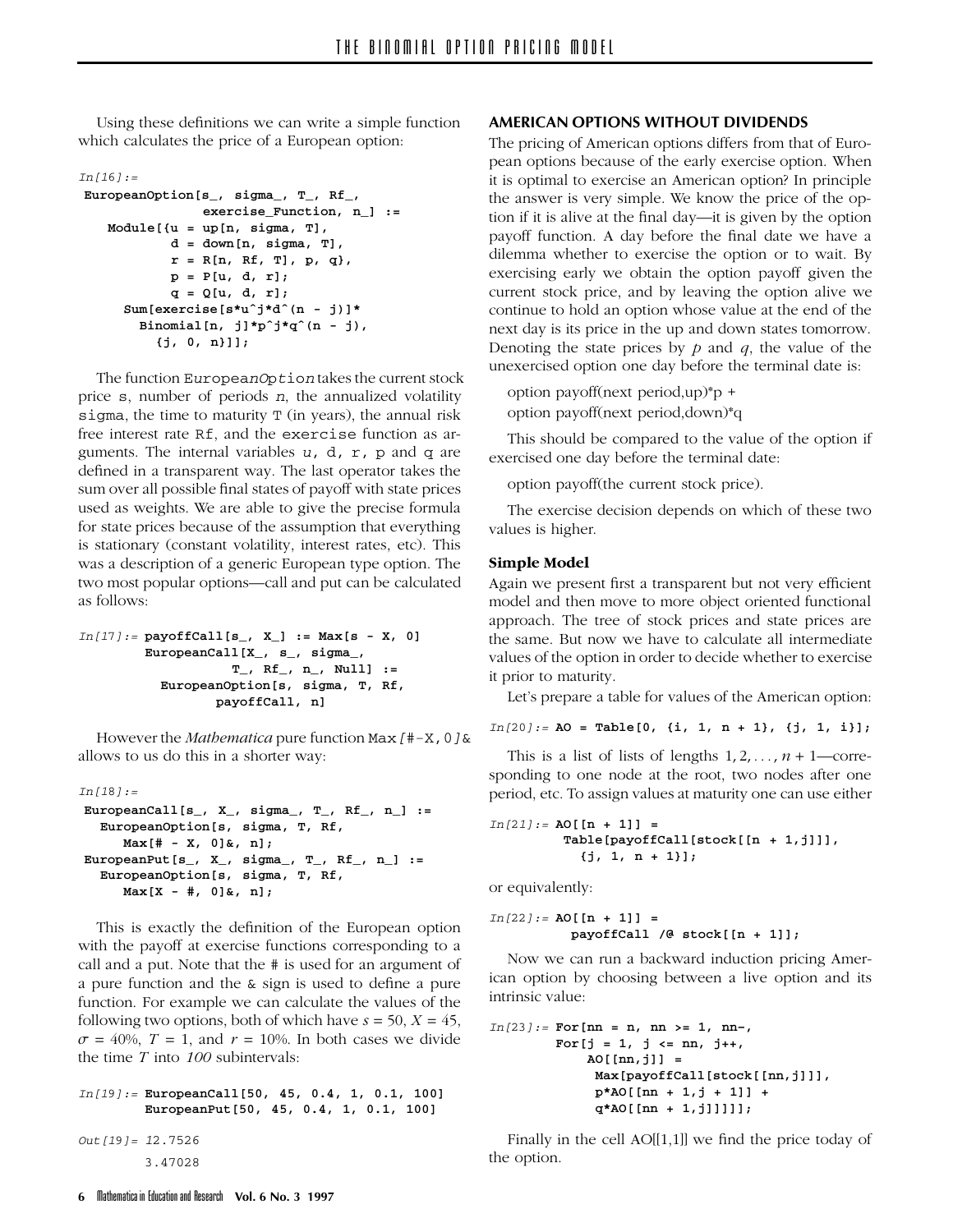Using these definitions we can write a simple function which calculates the price of a European option:

```
In[16]:=
 EuropeanOption[s_, sigma_, T_, Rf_,
               exercise_Function, n_] :=
   Module[{u = up[n, sigma, T],
           d = down[n, sigma, T],
           r = R[n, Rf, T], p, q},
           p = P[u, d, r];
           q = Q[u, d, r];
     Sum[exercise[s*u^j*d^(n - j)]*
       Binomial[n, j]*p^j*q^(n - j),
         {j, 0, n}]];
```

The function EuropeanOption takes the current stock price s, number of periods $n$, the annualized volatility sigma, the time to maturity T (in years), the annual risk free interest rate Rf, and the exercise function as arguments. The internal variables u, d, r, p and q are defined in a transparent way. The last operator takes the sum over all possible final states of payoff with state prices used as weights. We are able to give the precise formula for state prices because of the assumption that everything is stationary (constant volatility, interest rates, etc). This was a description of a generic European type option. The two most popular options—call and put can be calculated as follows:

```
In[17]:= payoffCall[s_, X_] := Max[s - X, 0]
         EuropeanCall[X_, s_, sigma_,
                    T_, Rf_, n_, Null] :=
           EuropeanOption[s, sigma, T, Rf,
                   payoffCall, n]
```

However the *Mathematica* pure function Max[#-X,0]& allows to us do this in a shorter way:

```
In[18]:=
 EuropeanCall[s_, X_, sigma_, T_, Rf_, n_] :=
   EuropeanOption[s, sigma, T, Rf,
     Max[# - X, 0]&, n];
 EuropeanPut[s_, X_, sigma_, T_, Rf_, n_] :=
   EuropeanOption[s, sigma, T, Rf,
     Max[X - #, 0]&, n];
```

This is exactly the definition of the European option with the payoff at exercise functions corresponding to a call and a put. Note that the # is used for an argument of a pure function and the & sign is used to define a pure function. For example we can calculate the values of the following two options, both of which have $s = 50$, $X = 45$, $\sigma = 40\%$, $T = 1$, and $r = 10\%$. In both cases we divide the time $T$ into *100* subintervals:

```
In[19]:= EuropeanCall[50, 45, 0.4, 1, 0.1, 100]
         EuropeanPut[50, 45, 0.4, 1, 0.1, 100]

Out[19]= 12.7526
         3.47028
```

### AMERICAN OPTIONS WITHOUT DIVIDENDS

The pricing of American options differs from that of European options because of the early exercise option. When it is optimal to exercise an American option? In principle the answer is very simple. We know the price of the option if it is alive at the final day—it is given by the option payoff function. A day before the final date we have a dilemma whether to exercise the option or to wait. By exercising early we obtain the option payoff given the current stock price, and by leaving the option alive we continue to hold an option whose value at the end of the next day is its price in the up and down states tomorrow. Denoting the state prices by $p$ and $q$, the value of the unexercised option one day before the terminal date is:

option payoff(next period,up)*p +
option payoff(next period,down)*q

This should be compared to the value of the option if exercised one day before the terminal date:

option payoff(the current stock price).

The exercise decision depends on which of these two values is higher.

#### Simple Model

Again we present first a transparent but not very efficient model and then move to more object oriented functional approach. The tree of stock prices and state prices are the same. But now we have to calculate all intermediate values of the option in order to decide whether to exercise it prior to maturity.

Let's prepare a table for values of the American option:

```
In[20]:= AO = Table[0, {i, 1, n + 1}, {j, 1, i}];
```

This is a list of lists of lengths $1, 2, \ldots, n + 1$—corresponding to one node at the root, two nodes after one period, etc. To assign values at maturity one can use either

```
In[21]:= AO[[n + 1]] =
          Table[payoffCall[stock[[n + 1,j]]],
            {j, 1, n + 1}];
```

or equivalently:

```
In[22]:= AO[[n + 1]] =
           payoffCall /@ stock[[n + 1]];
```

Now we can run a backward induction pricing American option by choosing between a live option and its intrinsic value:

```
In[23]:= For[nn = n, nn >= 1, nn-,
         For[j = 1, j <= nn, j++,
             AO[[nn,j]] =
              Max[payoffCall[stock[[nn,j]]],
              p*AO[[nn + 1,j + 1]] +
              q*AO[[nn + 1,j]]]]];
```

Finally in the cell AO[[1,1]] we find the price today of the option.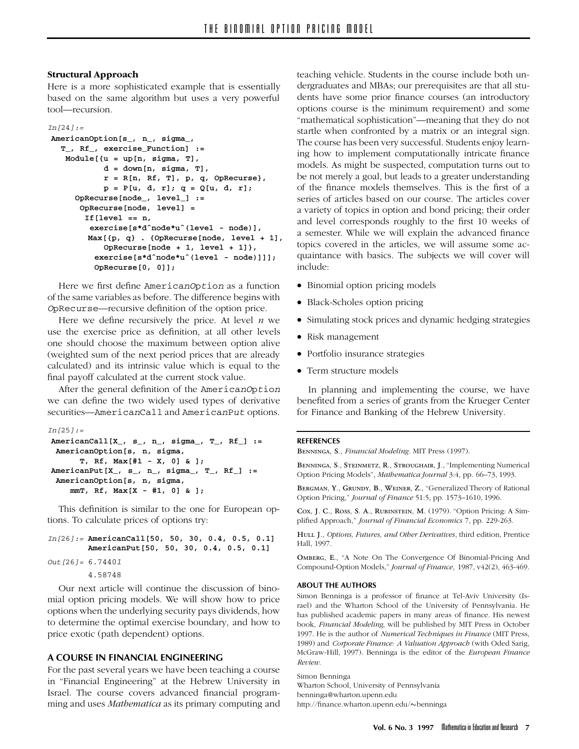### Structural Approach

Here is a more sophisticated example that is essentially based on the same algorithm but uses a very powerful tool—recursion.

```
In[24]:=
AmericanOption[s_, n_, sigma_,
   T_, Rf_, exercise_Function] :=
    Module[{u = up[n, sigma, T],
           d = down[n, sigma, T],
           r = R[n, Rf, T], p, q, OpRecurse},
           p = P[u, d, r]; q = Q[u, d, r];
      OpRecurse[node_, level_] :=
       OpRecurse[node, level] =
        If[level == n,
         exercise[s*d^node*u^(level - node)],
        Max[{p, q} . {OpRecurse[node, level + 1],
            OpRecurse[node + 1, level + 1]},
          exercise[s*d^node*u^(level - node)]]]];
          OpRecurse[0, 0]];
```

Here we first define AmericanOption as a function of the same variables as before. The difference begins with OpRecurse—recursive definition of the option price.

Here we define recursively the price. At level $n$ we use the exercise price as definition, at all other levels one should choose the maximum between option alive (weighted sum of the next period prices that are already calculated) and its intrinsic value which is equal to the final payoff calculated at the current stock value.

After the general definition of the AmericanOption we can define the two widely used types of derivative securities—AmericanCall and AmericanPut options.

```
In[25]:=
AmericanCall[X_, s_, n_, sigma_, T_, Rf_] :=
 AmericanOption[s, n, sigma,
       T, Rf, Max[#1 - X, 0] & ];
AmericanPut[X_, s_, n_, sigma_, T_, Rf_] :=
 AmericanOption[s, n, sigma,
     mmT, Rf, Max[X - #1, 0] & ];
```

This definition is similar to the one for European options. To calculate prices of options try:

```
In[26]:= AmericanCall[50, 50, 30, 0.4, 0.5, 0.1]
         AmericanPut[50, 50, 30, 0.4, 0.5, 0.1]

Out[26]= 6.74401
         4.58748
```

Our next article will continue the discussion of binomial option pricing models. We will show how to price options when the underlying security pays dividends, how to determine the optimal exercise boundary, and how to price exotic (path dependent) options.

## A COURSE IN FINANCIAL ENGINEERING

For the past several years we have been teaching a course in "Financial Engineering" at the Hebrew University in Israel. The course covers advanced financial programming and uses *Mathematica* as its primary computing and teaching vehicle. Students in the course include both undergraduates and MBAs; our prerequisites are that all students have some prior finance courses (an introductory options course is the minimum requirement) and some "mathematical sophistication"—meaning that they do not startle when confronted by a matrix or an integral sign. The course has been very successful. Students enjoy learning how to implement computationally intricate finance models. As might be suspected, computation turns out to be not merely a goal, but leads to a greater understanding of the finance models themselves. This is the first of a series of articles based on our course. The articles cover a variety of topics in option and bond pricing; their order and level corresponds roughly to the first 10 weeks of a semester. While we will explain the advanced finance topics covered in the articles, we will assume some acquaintance with basics. The subjects we will cover will include:

- Binomial option pricing models
- Black-Scholes option pricing
- Simulating stock prices and dynamic hedging strategies
- Risk management
- Portfolio insurance strategies
- Term structure models

In planning and implementing the course, we have benefited from a series of grants from the Krueger Center for Finance and Banking of the Hebrew University.

### REFERENCES

Benninga, S., *Financial Modeling*. MIT Press (1997).

Benninga, S., Steinmetz, R., Stroughair, J., "Implementing Numerical Option Pricing Models", *Mathematica Journal* 3:4, pp. 66–73, 1993.

Bergman, Y., Grundy, B., Weiner, Z., "Generalized Theory of Rational Option Pricing," *Journal of Finance* 51:5, pp. 1573–1610, 1996.

Cox, J. C., Ross, S. A., Rubinstein, M. (1979). "Option Pricing: A Simplified Approach," *Journal of Financial Economics* 7, pp. 229-263.

Hull J., *Options, Futures, and Other Derivatives*, third edition, Prentice Hall, 1997.

Omberg, E., "A Note On The Convergence Of Binomial-Pricing And Compound-Option Models," *Journal of Finance,* 1987, v42(2), 463-469.

### ABOUT THE AUTHORS

Simon Benninga is a professor of finance at Tel-Aviv University (Israel) and the Wharton School of the University of Pennsylvania. He has published academic papers in many areas of finance. His newest book, *Financial Modeling,* will be published by MIT Press in October 1997. He is the author of *Numerical Techniques in Finance* (MIT Press, 1989) and *Corporate Finance: A Valuation Approach* (with Oded Sarig, McGraw-Hill, 1997). Benninga is the editor of the *European Finance Review.*

Simon Benninga
Wharton School, University of Pennsylvania
benninga@wharton.upenn.edu
http://finance.wharton.upenn.edu/~benninga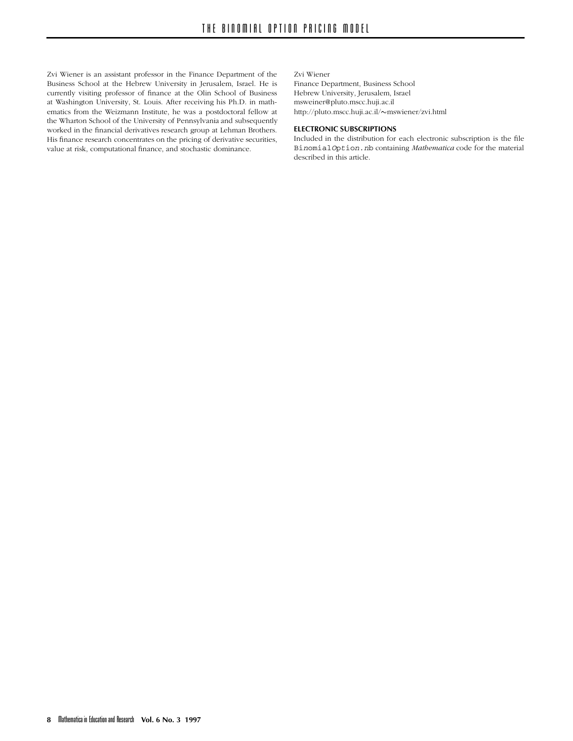Zvi Wiener is an assistant professor in the Finance Department of the Business School at the Hebrew University in Jerusalem, Israel. He is currently visiting professor of finance at the Olin School of Business at Washington University, St. Louis. After receiving his Ph.D. in mathematics from the Weizmann Institute, he was a postdoctoral fellow at the Wharton School of the University of Pennsylvania and subsequently worked in the financial derivatives research group at Lehman Brothers. His finance research concentrates on the pricing of derivative securities, value at risk, computational finance, and stochastic dominance.

Zvi Wiener
Finance Department, Business School
Hebrew University, Jerusalem, Israel
msweiner@pluto.mscc.huji.ac.il
http://pluto.mscc.huji.ac.il/~mswiener/zvi.html

**ELECTRONIC SUBSCRIPTIONS**

Included in the distribution for each electronic subscription is the file `BinomialOption.nb` containing *Mathematica* code for the material described in this article.